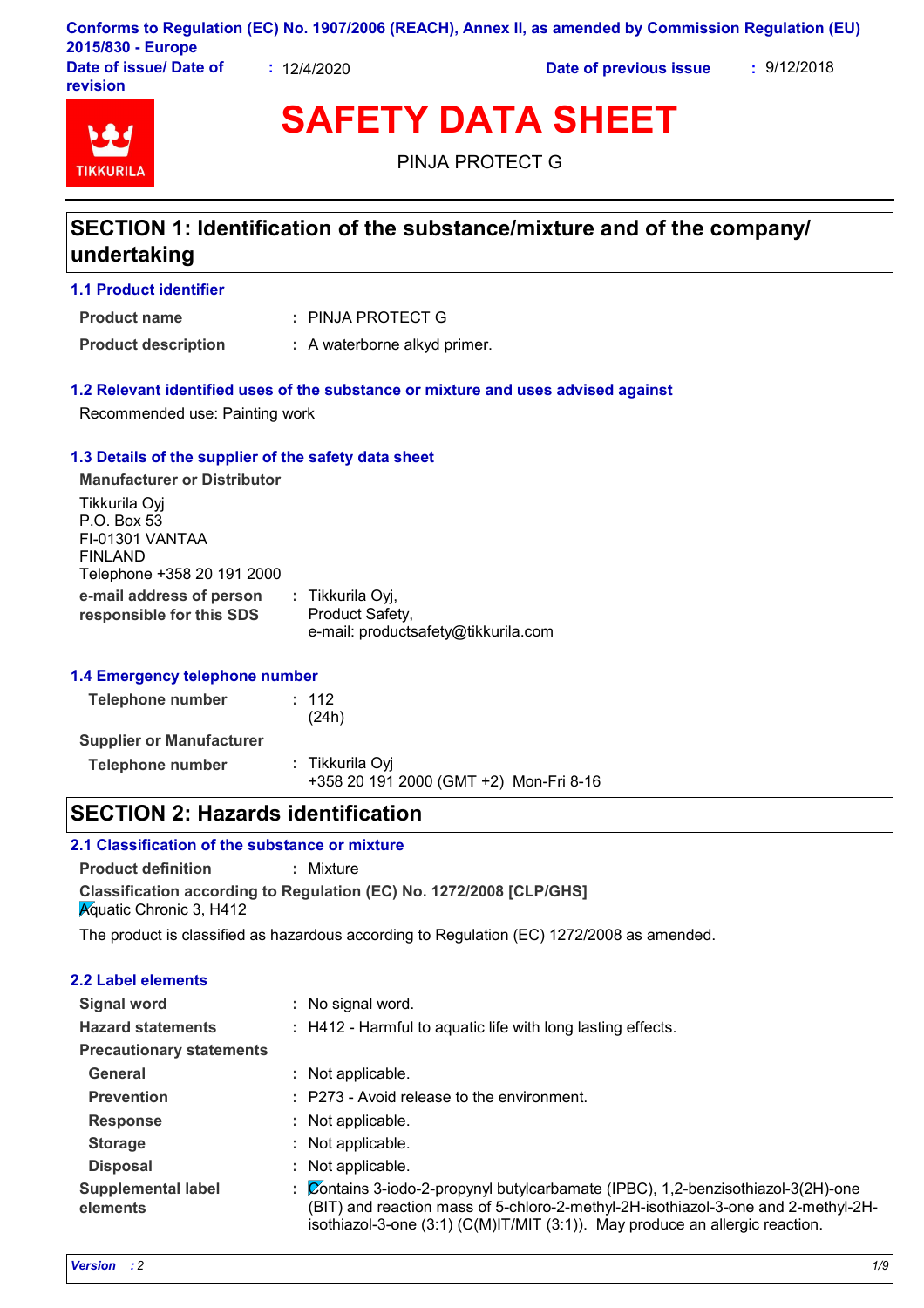**Conforms to Regulation (EC) No. 1907/2006 (REACH), Annex II, as amended by Commission Regulation (EU) 2015/830 - Europe**

**Date of issue/ Date of revision** : 12/4/2020 **Date of previous issue** : 9/12/2018

# SAFETY DATA SHEET

PINJA PROTECT G

## SECTION 1: Identification of the substance/mixture and of the company/undertaking

### 1.1 Product identifier

**Product name** : PINJA PROTECT G

**Product description** : A waterborne alkyd primer.

### 1.2 Relevant identified uses of the substance or mixture and uses advised against

Recommended use: Painting work

### 1.3 Details of the supplier of the safety data sheet

**Manufacturer or Distributor**

Tikkurila Oyj
P.O. Box 53
FI-01301 VANTAA
FINLAND
Telephone +358 20 191 2000

**e-mail address of person responsible for this SDS** : Tikkurila Oyj, Product Safety, e-mail: productsafety@tikkurila.com

### 1.4 Emergency telephone number

**Telephone number** : 112 (24h)

**Supplier or Manufacturer**

**Telephone number** : Tikkurila Oyj
+358 20 191 2000 (GMT +2) Mon-Fri 8-16

## SECTION 2: Hazards identification

### 2.1 Classification of the substance or mixture

**Product definition** : Mixture

**Classification according to Regulation (EC) No. 1272/2008 [CLP/GHS]**

Aquatic Chronic 3, H412

The product is classified as hazardous according to Regulation (EC) 1272/2008 as amended.

### 2.2 Label elements

**Signal word** : No signal word.

**Hazard statements** : H412 - Harmful to aquatic life with long lasting effects.

**Precautionary statements**

**General** : Not applicable.

**Prevention** : P273 - Avoid release to the environment.

**Response** : Not applicable.

**Storage** : Not applicable.

**Disposal** : Not applicable.

**Supplemental label elements** : Contains 3-iodo-2-propynyl butylcarbamate (IPBC), 1,2-benzisothiazol-3(2H)-one (BIT) and reaction mass of 5-chloro-2-methyl-2H-isothiazol-3-one and 2-methyl-2H-isothiazol-3-one (3:1) (C(M)IT/MIT (3:1)). May produce an allergic reaction.

*Version : 2*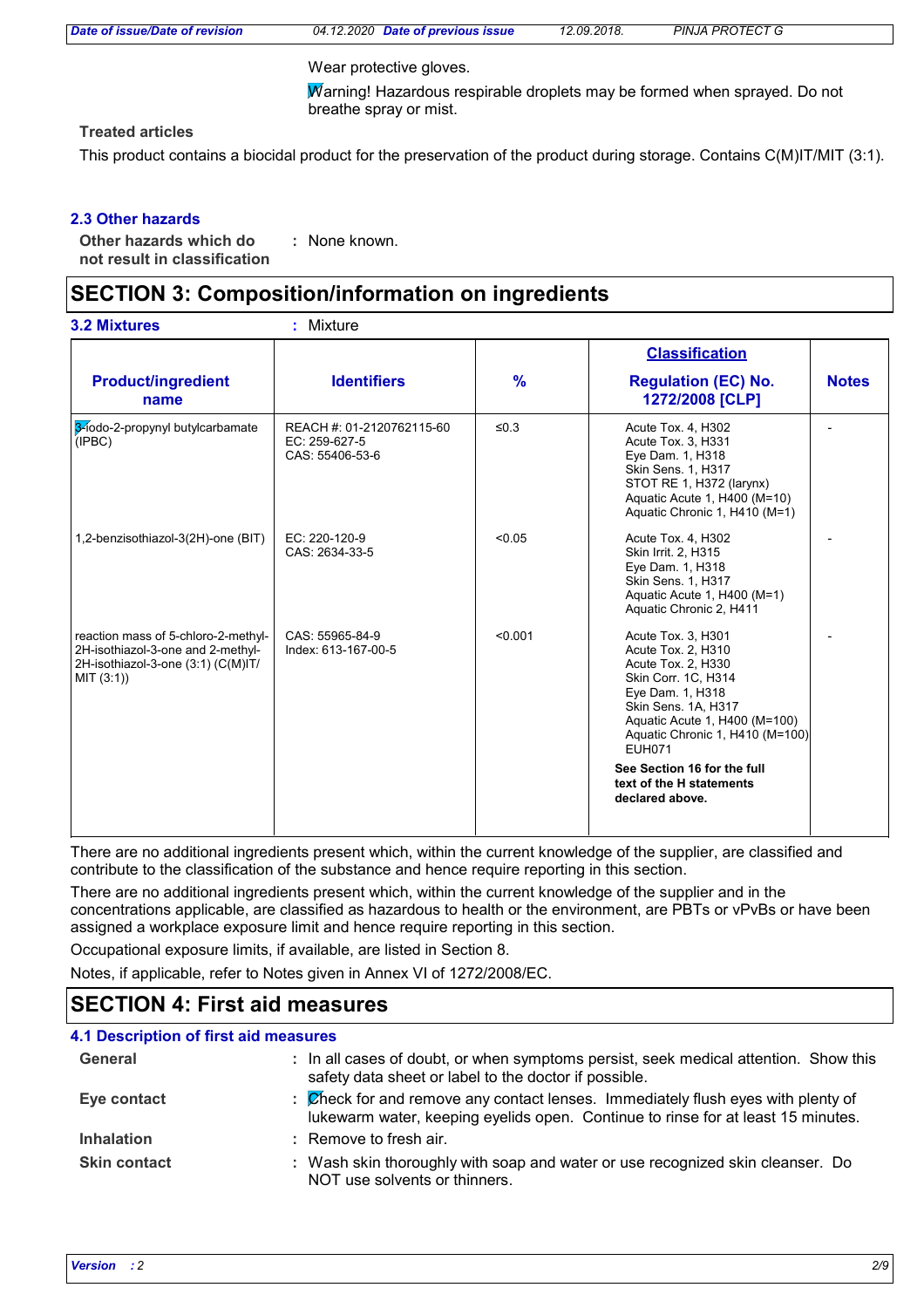Wear protective gloves.

Warning! Hazardous respirable droplets may be formed when sprayed. Do not breathe spray or mist.

**Treated articles**

This product contains a biocidal product for the preservation of the product during storage. Contains C(M)IT/MIT (3:1).

### 2.3 Other hazards

**Other hazards which do not result in classification** : None known.

## SECTION 3: Composition/information on ingredients

**3.2 Mixtures** : Mixture

| Product/ingredient name | Identifiers | % | Classification Regulation (EC) No. 1272/2008 [CLP] | Notes |
|---|---|---|---|---|
| 3-iodo-2-propynyl butylcarbamate (IPBC) | REACH #: 01-2120762115-60<br>EC: 259-627-5<br>CAS: 55406-53-6 | ≤0.3 | Acute Tox. 4, H302<br>Acute Tox. 3, H331<br>Eye Dam. 1, H318<br>Skin Sens. 1, H317<br>STOT RE 1, H372 (larynx)<br>Aquatic Acute 1, H400 (M=10)<br>Aquatic Chronic 1, H410 (M=1) | - |
| 1,2-benzisothiazol-3(2H)-one (BIT) | EC: 220-120-9<br>CAS: 2634-33-5 | <0.05 | Acute Tox. 4, H302<br>Skin Irrit. 2, H315<br>Eye Dam. 1, H318<br>Skin Sens. 1, H317<br>Aquatic Acute 1, H400 (M=1)<br>Aquatic Chronic 2, H411 | - |
| reaction mass of 5-chloro-2-methyl-2H-isothiazol-3-one and 2-methyl-2H-isothiazol-3-one (3:1) (C(M)IT/MIT (3:1)) | CAS: 55965-84-9<br>Index: 613-167-00-5 | <0.001 | Acute Tox. 3, H301<br>Acute Tox. 2, H310<br>Acute Tox. 2, H330<br>Skin Corr. 1C, H314<br>Eye Dam. 1, H318<br>Skin Sens. 1A, H317<br>Aquatic Acute 1, H400 (M=100)<br>Aquatic Chronic 1, H410 (M=100)<br>EUH071<br>**See Section 16 for the full text of the H statements declared above.** | - |

There are no additional ingredients present which, within the current knowledge of the supplier, are classified and contribute to the classification of the substance and hence require reporting in this section.

There are no additional ingredients present which, within the current knowledge of the supplier and in the concentrations applicable, are classified as hazardous to health or the environment, are PBTs or vPvBs or have been assigned a workplace exposure limit and hence require reporting in this section.

Occupational exposure limits, if available, are listed in Section 8.

Notes, if applicable, refer to Notes given in Annex VI of 1272/2008/EC.

## SECTION 4: First aid measures

### 4.1 Description of first aid measures

**General** : In all cases of doubt, or when symptoms persist, seek medical attention. Show this safety data sheet or label to the doctor if possible.

**Eye contact** : Check for and remove any contact lenses. Immediately flush eyes with plenty of lukewarm water, keeping eyelids open. Continue to rinse for at least 15 minutes.

**Inhalation** : Remove to fresh air.

**Skin contact** : Wash skin thoroughly with soap and water or use recognized skin cleanser. Do NOT use solvents or thinners.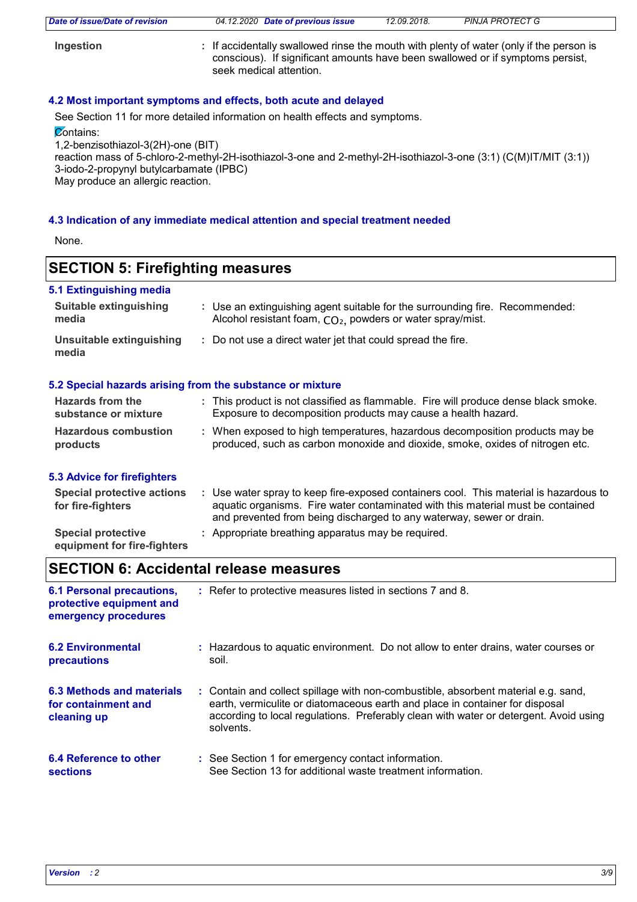**Ingestion** : If accidentally swallowed rinse the mouth with plenty of water (only if the person is conscious). If significant amounts have been swallowed or if symptoms persist, seek medical attention.

### 4.2 Most important symptoms and effects, both acute and delayed

See Section 11 for more detailed information on health effects and symptoms.

Contains:
1,2-benzisothiazol-3(2H)-one (BIT)
reaction mass of 5-chloro-2-methyl-2H-isothiazol-3-one and 2-methyl-2H-isothiazol-3-one (3:1) (C(M)IT/MIT (3:1))
3-iodo-2-propynyl butylcarbamate (IPBC)
May produce an allergic reaction.

### 4.3 Indication of any immediate medical attention and special treatment needed

None.

## SECTION 5: Firefighting measures

### 5.1 Extinguishing media

**Suitable extinguishing media** : Use an extinguishing agent suitable for the surrounding fire. Recommended: Alcohol resistant foam, $CO_2$, powders or water spray/mist.

**Unsuitable extinguishing media** : Do not use a direct water jet that could spread the fire.

### 5.2 Special hazards arising from the substance or mixture

**Hazards from the substance or mixture** : This product is not classified as flammable. Fire will produce dense black smoke. Exposure to decomposition products may cause a health hazard.

**Hazardous combustion products** : When exposed to high temperatures, hazardous decomposition products may be produced, such as carbon monoxide and dioxide, smoke, oxides of nitrogen etc.

### 5.3 Advice for firefighters

**Special protective actions for fire-fighters** : Use water spray to keep fire-exposed containers cool. This material is hazardous to aquatic organisms. Fire water contaminated with this material must be contained and prevented from being discharged to any waterway, sewer or drain.

**Special protective equipment for fire-fighters** : Appropriate breathing apparatus may be required.

## SECTION 6: Accidental release measures

**6.1 Personal precautions, protective equipment and emergency procedures** : Refer to protective measures listed in sections 7 and 8.

**6.2 Environmental precautions** : Hazardous to aquatic environment. Do not allow to enter drains, water courses or soil.

**6.3 Methods and materials for containment and cleaning up** : Contain and collect spillage with non-combustible, absorbent material e.g. sand, earth, vermiculite or diatomaceous earth and place in container for disposal according to local regulations. Preferably clean with water or detergent. Avoid using solvents.

**6.4 Reference to other sections** : See Section 1 for emergency contact information.
See Section 13 for additional waste treatment information.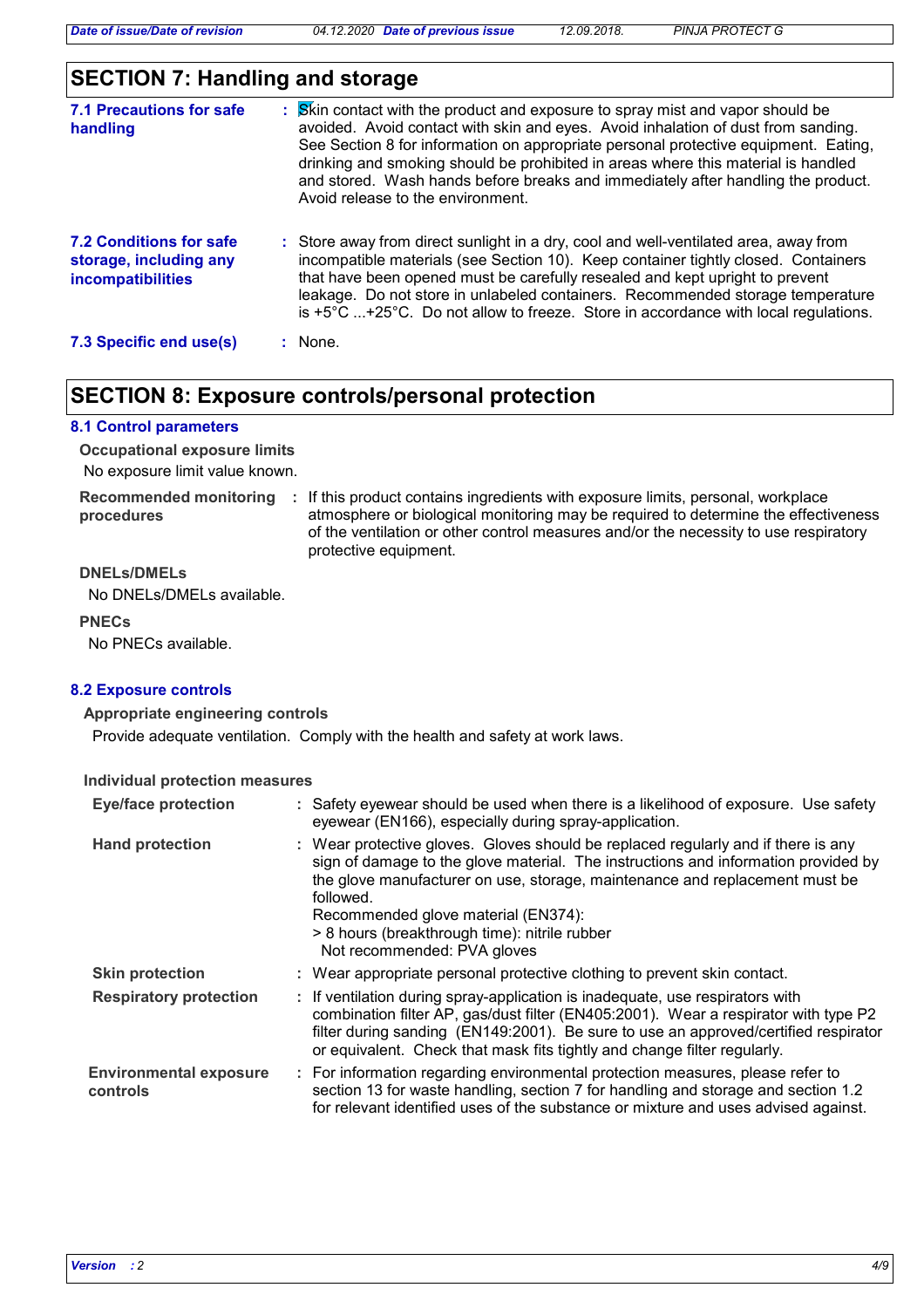## SECTION 7: Handling and storage

**7.1 Precautions for safe handling** : Skin contact with the product and exposure to spray mist and vapor should be avoided. Avoid contact with skin and eyes. Avoid inhalation of dust from sanding. See Section 8 for information on appropriate personal protective equipment. Eating, drinking and smoking should be prohibited in areas where this material is handled and stored. Wash hands before breaks and immediately after handling the product. Avoid release to the environment.

**7.2 Conditions for safe storage, including any incompatibilities** : Store away from direct sunlight in a dry, cool and well-ventilated area, away from incompatible materials (see Section 10). Keep container tightly closed. Containers that have been opened must be carefully resealed and kept upright to prevent leakage. Do not store in unlabeled containers. Recommended storage temperature is +5°C ...+25°C. Do not allow to freeze. Store in accordance with local regulations.

**7.3 Specific end use(s)** : None.

## SECTION 8: Exposure controls/personal protection

### 8.1 Control parameters

**Occupational exposure limits**

No exposure limit value known.

**Recommended monitoring procedures** : If this product contains ingredients with exposure limits, personal, workplace atmosphere or biological monitoring may be required to determine the effectiveness of the ventilation or other control measures and/or the necessity to use respiratory protective equipment.

**DNELs/DMELs**

No DNELs/DMELs available.

**PNECs**

No PNECs available.

### 8.2 Exposure controls

**Appropriate engineering controls**

Provide adequate ventilation. Comply with the health and safety at work laws.

**Individual protection measures**

**Eye/face protection** : Safety eyewear should be used when there is a likelihood of exposure. Use safety eyewear (EN166), especially during spray-application.

**Hand protection** : Wear protective gloves. Gloves should be replaced regularly and if there is any sign of damage to the glove material. The instructions and information provided by the glove manufacturer on use, storage, maintenance and replacement must be followed.
Recommended glove material (EN374):
> 8 hours (breakthrough time): nitrile rubber
Not recommended: PVA gloves

**Skin protection** : Wear appropriate personal protective clothing to prevent skin contact.

**Respiratory protection** : If ventilation during spray-application is inadequate, use respirators with combination filter AP, gas/dust filter (EN405:2001). Wear a respirator with type P2 filter during sanding (EN149:2001). Be sure to use an approved/certified respirator or equivalent. Check that mask fits tightly and change filter regularly.

**Environmental exposure controls** : For information regarding environmental protection measures, please refer to section 13 for waste handling, section 7 for handling and storage and section 1.2 for relevant identified uses of the substance or mixture and uses advised against.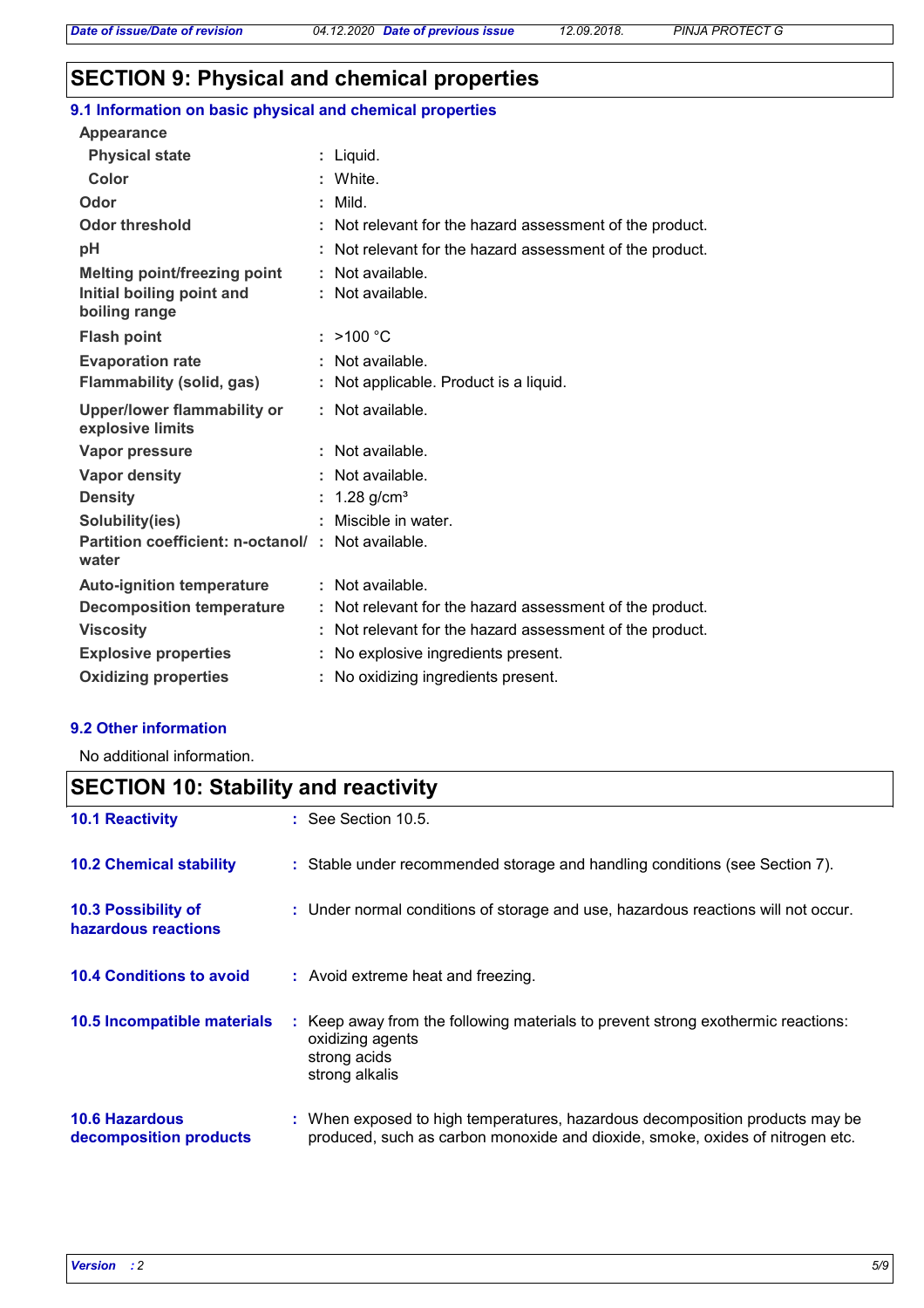## SECTION 9: Physical and chemical properties

### 9.1 Information on basic physical and chemical properties

| Property | Value |
|---|---|
| **Appearance** | |
| **Physical state** | Liquid. |
| **Color** | White. |
| **Odor** | Mild. |
| **Odor threshold** | Not relevant for the hazard assessment of the product. |
| **pH** | Not relevant for the hazard assessment of the product. |
| **Melting point/freezing point** | Not available. |
| **Initial boiling point and boiling range** | Not available. |
| **Flash point** | >100 °C |
| **Evaporation rate** | Not available. |
| **Flammability (solid, gas)** | Not applicable. Product is a liquid. |
| **Upper/lower flammability or explosive limits** | Not available. |
| **Vapor pressure** | Not available. |
| **Vapor density** | Not available. |
| **Density** | 1.28 g/cm³ |
| **Solubility(ies)** | Miscible in water. |
| **Partition coefficient: n-octanol/ water** | Not available. |
| **Auto-ignition temperature** | Not available. |
| **Decomposition temperature** | Not relevant for the hazard assessment of the product. |
| **Viscosity** | Not relevant for the hazard assessment of the product. |
| **Explosive properties** | No explosive ingredients present. |
| **Oxidizing properties** | No oxidizing ingredients present. |

### 9.2 Other information

No additional information.

## SECTION 10: Stability and reactivity

**10.1 Reactivity** : See Section 10.5.

**10.2 Chemical stability** : Stable under recommended storage and handling conditions (see Section 7).

**10.3 Possibility of hazardous reactions** : Under normal conditions of storage and use, hazardous reactions will not occur.

**10.4 Conditions to avoid** : Avoid extreme heat and freezing.

**10.5 Incompatible materials** : Keep away from the following materials to prevent strong exothermic reactions:
oxidizing agents
strong acids
strong alkalis

**10.6 Hazardous decomposition products** : When exposed to high temperatures, hazardous decomposition products may be produced, such as carbon monoxide and dioxide, smoke, oxides of nitrogen etc.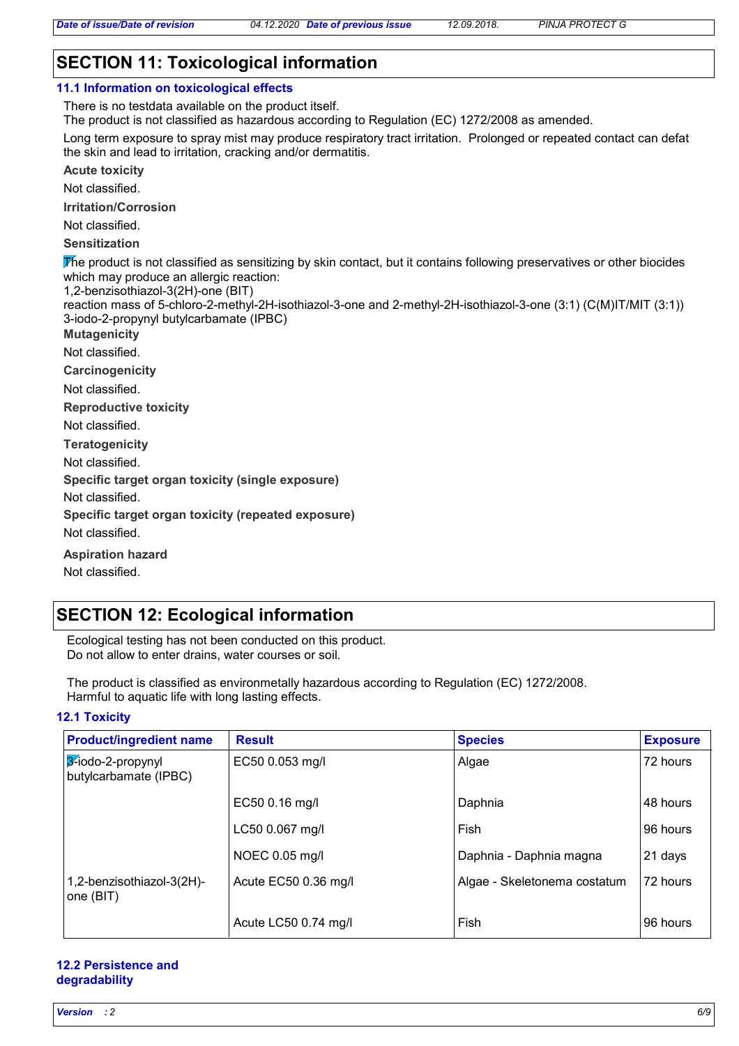## SECTION 11: Toxicological information

### 11.1 Information on toxicological effects

There is no testdata available on the product itself.
The product is not classified as hazardous according to Regulation (EC) 1272/2008 as amended.

Long term exposure to spray mist may produce respiratory tract irritation. Prolonged or repeated contact can defat the skin and lead to irritation, cracking and/or dermatitis.

**Acute toxicity**

Not classified.

**Irritation/Corrosion**

Not classified.

**Sensitization**

The product is not classified as sensitizing by skin contact, but it contains following preservatives or other biocides which may produce an allergic reaction:
1,2-benzisothiazol-3(2H)-one (BIT)
reaction mass of 5-chloro-2-methyl-2H-isothiazol-3-one and 2-methyl-2H-isothiazol-3-one (3:1) (C(M)IT/MIT (3:1))
3-iodo-2-propynyl butylcarbamate (IPBC)

**Mutagenicity**

Not classified.

**Carcinogenicity**

Not classified.

**Reproductive toxicity**

Not classified.

**Teratogenicity**

Not classified.

**Specific target organ toxicity (single exposure)**

Not classified.

**Specific target organ toxicity (repeated exposure)**

Not classified.

**Aspiration hazard**

Not classified.

## SECTION 12: Ecological information

Ecological testing has not been conducted on this product.
Do not allow to enter drains, water courses or soil.

The product is classified as environmetally hazardous according to Regulation (EC) 1272/2008.
Harmful to aquatic life with long lasting effects.

### 12.1 Toxicity

| Product/ingredient name | Result | Species | Exposure |
|---|---|---|---|
| 3-iodo-2-propynyl butylcarbamate (IPBC) | EC50 0.053 mg/l | Algae | 72 hours |
| | EC50 0.16 mg/l | Daphnia | 48 hours |
| | LC50 0.067 mg/l | Fish | 96 hours |
| | NOEC 0.05 mg/l | Daphnia - Daphnia magna | 21 days |
| 1,2-benzisothiazol-3(2H)-one (BIT) | Acute EC50 0.36 mg/l | Algae - Skeletonema costatum | 72 hours |
| | Acute LC50 0.74 mg/l | Fish | 96 hours |

### 12.2 Persistence and degradability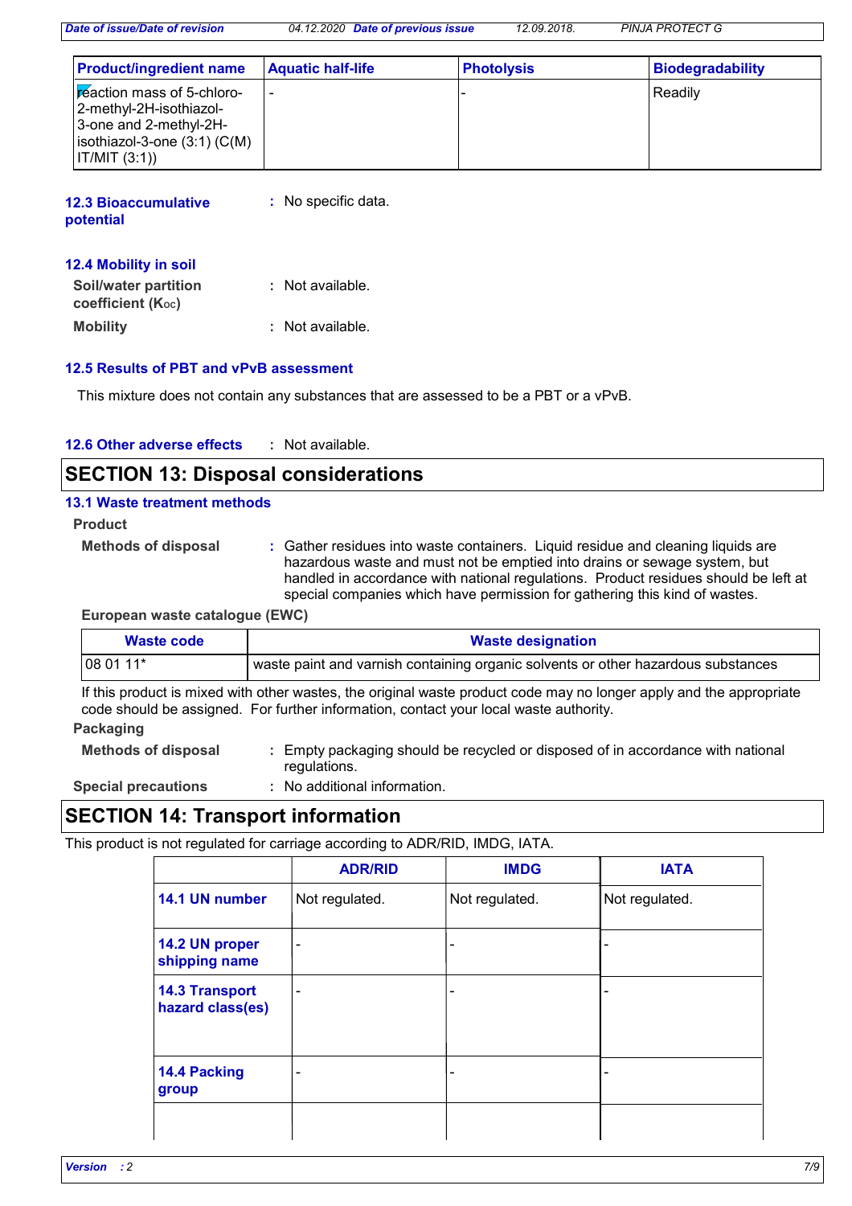| Product/ingredient name | Aquatic half-life | Photolysis | Biodegradability |
| --- | --- | --- | --- |
| reaction mass of 5-chloro-2-methyl-2H-isothiazol-3-one and 2-methyl-2H-isothiazol-3-one (3:1) (C(M) IT/MIT (3:1)) | - | - | Readily |

### 12.3 Bioaccumulative potential

: No specific data.

### 12.4 Mobility in soil

**Soil/water partition coefficient ($K_{OC}$)** : Not available.

**Mobility** : Not available.

### 12.5 Results of PBT and vPvB assessment

This mixture does not contain any substances that are assessed to be a PBT or a vPvB.

### 12.6 Other adverse effects

: Not available.

## SECTION 13: Disposal considerations

### 13.1 Waste treatment methods

**Product**

**Methods of disposal** : Gather residues into waste containers. Liquid residue and cleaning liquids are hazardous waste and must not be emptied into drains or sewage system, but handled in accordance with national regulations. Product residues should be left at special companies which have permission for gathering this kind of wastes.

**European waste catalogue (EWC)**

| Waste code | Waste designation |
| --- | --- |
| 08 01 11* | waste paint and varnish containing organic solvents or other hazardous substances |

If this product is mixed with other wastes, the original waste product code may no longer apply and the appropriate code should be assigned. For further information, contact your local waste authority.

**Packaging**

**Methods of disposal** : Empty packaging should be recycled or disposed of in accordance with national regulations.

**Special precautions** : No additional information.

## SECTION 14: Transport information

This product is not regulated for carriage according to ADR/RID, IMDG, IATA.

| | ADR/RID | IMDG | IATA |
| --- | --- | --- | --- |
| 14.1 UN number | Not regulated. | Not regulated. | Not regulated. |
| 14.2 UN proper shipping name | - | - | - |
| 14.3 Transport hazard class(es) | - | - | - |
| 14.4 Packing group | - | - | - |
| | | | |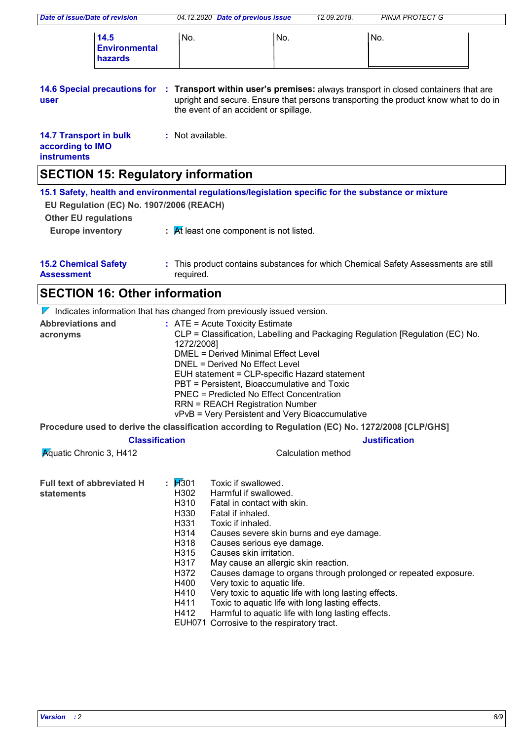| 14.5 Environmental hazards | No. | No. | No. |
|---|---|---|---|

**14.6 Special precautions for user** : **Transport within user's premises:** always transport in closed containers that are upright and secure. Ensure that persons transporting the product know what to do in the event of an accident or spillage.

**14.7 Transport in bulk according to IMO instruments** : Not available.

## SECTION 15: Regulatory information

### 15.1 Safety, health and environmental regulations/legislation specific for the substance or mixture

**EU Regulation (EC) No. 1907/2006 (REACH)**

**Other EU regulations**

**Europe inventory** : At least one component is not listed.

**15.2 Chemical Safety Assessment** : This product contains substances for which Chemical Safety Assessments are still required.

## SECTION 16: Other information

Indicates information that has changed from previously issued version.

**Abbreviations and acronyms** :
ATE = Acute Toxicity Estimate
CLP = Classification, Labelling and Packaging Regulation [Regulation (EC) No. 1272/2008]
DMEL = Derived Minimal Effect Level
DNEL = Derived No Effect Level
EUH statement = CLP-specific Hazard statement
PBT = Persistent, Bioaccumulative and Toxic
PNEC = Predicted No Effect Concentration
RRN = REACH Registration Number
vPvB = Very Persistent and Very Bioaccumulative

**Procedure used to derive the classification according to Regulation (EC) No. 1272/2008 [CLP/GHS]**

| Classification | Justification |
|---|---|
| Aquatic Chronic 3, H412 | Calculation method |

**Full text of abbreviated H statements** :

| | |
|---|---|
| H301 | Toxic if swallowed. |
| H302 | Harmful if swallowed. |
| H310 | Fatal in contact with skin. |
| H330 | Fatal if inhaled. |
| H331 | Toxic if inhaled. |
| H314 | Causes severe skin burns and eye damage. |
| H318 | Causes serious eye damage. |
| H315 | Causes skin irritation. |
| H317 | May cause an allergic skin reaction. |
| H372 | Causes damage to organs through prolonged or repeated exposure. |
| H400 | Very toxic to aquatic life. |
| H410 | Very toxic to aquatic life with long lasting effects. |
| H411 | Toxic to aquatic life with long lasting effects. |
| H412 | Harmful to aquatic life with long lasting effects. |
| EUH071 | Corrosive to the respiratory tract. |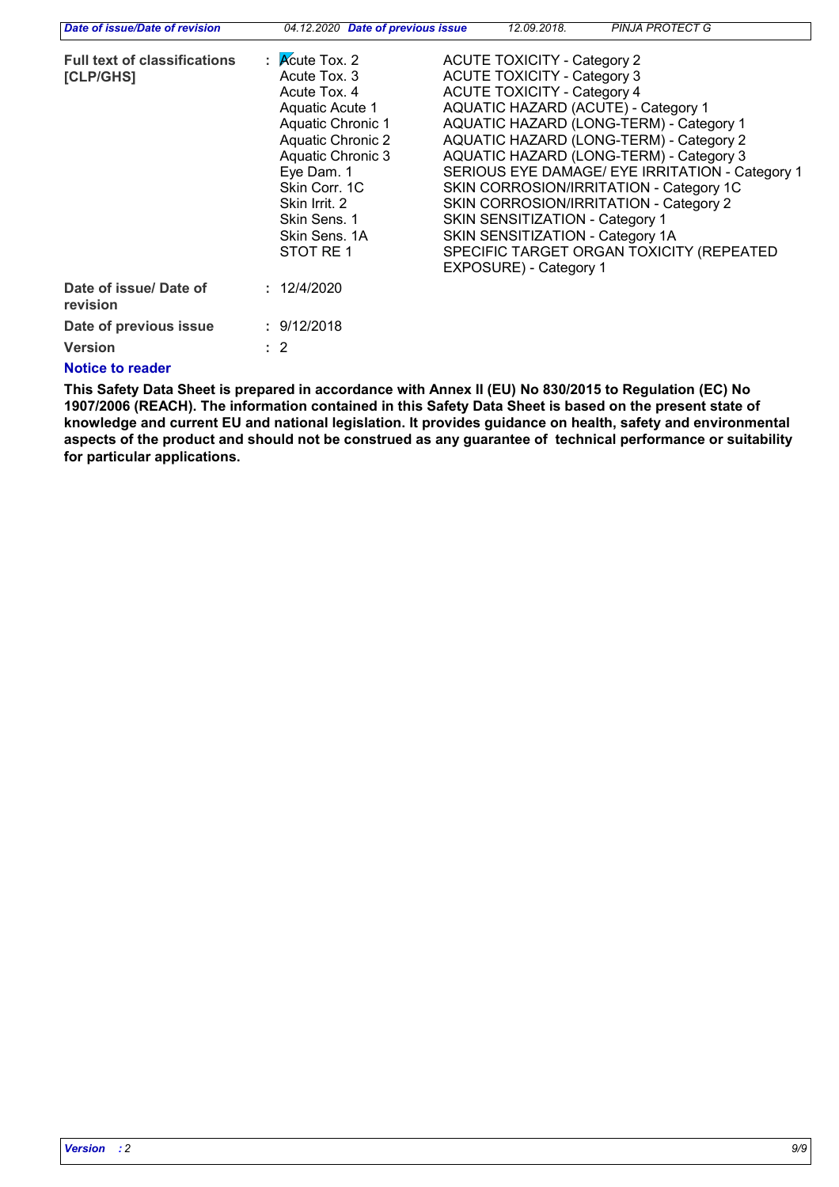**Full text of classifications [CLP/GHS]** :

| | |
|---|---|
| Acute Tox. 2 | ACUTE TOXICITY - Category 2 |
| Acute Tox. 3 | ACUTE TOXICITY - Category 3 |
| Acute Tox. 4 | ACUTE TOXICITY - Category 4 |
| Aquatic Acute 1 | AQUATIC HAZARD (ACUTE) - Category 1 |
| Aquatic Chronic 1 | AQUATIC HAZARD (LONG-TERM) - Category 1 |
| Aquatic Chronic 2 | AQUATIC HAZARD (LONG-TERM) - Category 2 |
| Aquatic Chronic 3 | AQUATIC HAZARD (LONG-TERM) - Category 3 |
| Eye Dam. 1 | SERIOUS EYE DAMAGE/ EYE IRRITATION - Category 1 |
| Skin Corr. 1C | SKIN CORROSION/IRRITATION - Category 1C |
| Skin Irrit. 2 | SKIN CORROSION/IRRITATION - Category 2 |
| Skin Sens. 1 | SKIN SENSITIZATION - Category 1 |
| Skin Sens. 1A | SKIN SENSITIZATION - Category 1A |
| STOT RE 1 | SPECIFIC TARGET ORGAN TOXICITY (REPEATED EXPOSURE) - Category 1 |

**Date of issue/ Date of revision** : 12/4/2020

**Date of previous issue** : 9/12/2018

**Version** : 2

### Notice to reader

**This Safety Data Sheet is prepared in accordance with Annex II (EU) No 830/2015 to Regulation (EC) No 1907/2006 (REACH). The information contained in this Safety Data Sheet is based on the present state of knowledge and current EU and national legislation. It provides guidance on health, safety and environmental aspects of the product and should not be construed as any guarantee of technical performance or suitability for particular applications.**